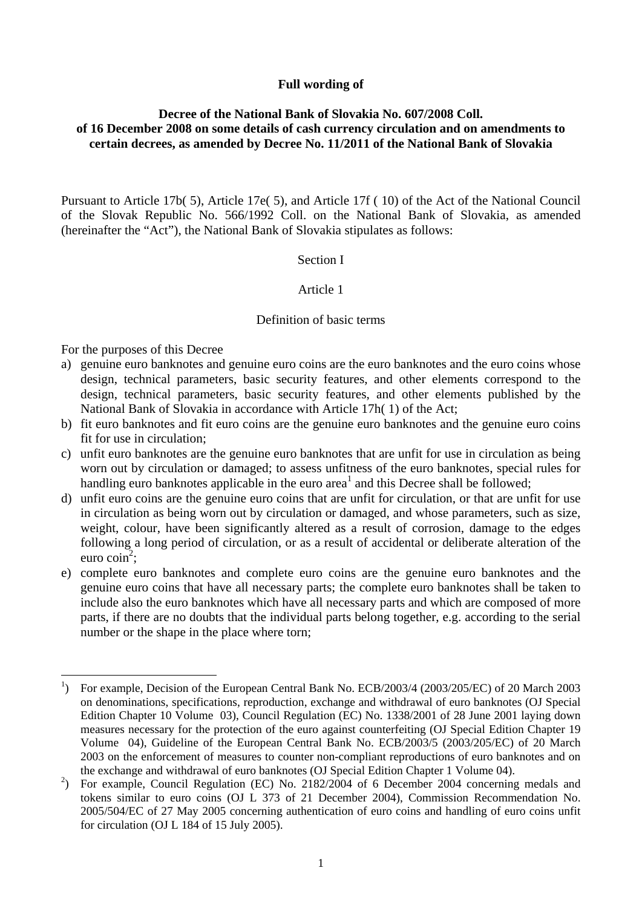**Full wording of**

**Decree of the National Bank of Slovakia No. 607/2008 Coll. of 16 December 2008 on some details of cash currency circulation and on amendments to certain decrees, as amended by Decree No. 11/2011 of the National Bank of Slovakia**

Pursuant to Article 17b( 5), Article 17e( 5), and Article 17f ( 10) of the Act of the National Council of the Slovak Republic No. 566/1992 Coll. on the National Bank of Slovakia, as amended (hereinafter the "Act"), the National Bank of Slovakia stipulates as follows:

Section I

Article 1

Definition of basic terms

For the purposes of this Decree

a) genuine euro banknotes and genuine euro coins are the euro banknotes and the euro coins whose design, technical parameters, basic security features, and other elements correspond to the design, technical parameters, basic security features, and other elements published by the National Bank of Slovakia in accordance with Article 17h( 1) of the Act;
b) fit euro banknotes and fit euro coins are the genuine euro banknotes and the genuine euro coins fit for use in circulation;
c) unfit euro banknotes are the genuine euro banknotes that are unfit for use in circulation as being worn out by circulation or damaged; to assess unfitness of the euro banknotes, special rules for handling euro banknotes applicable in the euro area[1] and this Decree shall be followed;
d) unfit euro coins are the genuine euro coins that are unfit for circulation, or that are unfit for use in circulation as being worn out by circulation or damaged, and whose parameters, such as size, weight, colour, have been significantly altered as a result of corrosion, damage to the edges following a long period of circulation, or as a result of accidental or deliberate alteration of the euro coin[2];
e) complete euro banknotes and complete euro coins are the genuine euro banknotes and the genuine euro coins that have all necessary parts; the complete euro banknotes shall be taken to include also the euro banknotes which have all necessary parts and which are composed of more parts, if there are no doubts that the individual parts belong together, e.g. according to the serial number or the shape in the place where torn;

---

[1]) For example, Decision of the European Central Bank No. ECB/2003/4 (2003/205/EC) of 20 March 2003 on denominations, specifications, reproduction, exchange and withdrawal of euro banknotes (OJ Special Edition Chapter 10 Volume 03), Council Regulation (EC) No. 1338/2001 of 28 June 2001 laying down measures necessary for the protection of the euro against counterfeiting (OJ Special Edition Chapter 19 Volume 04), Guideline of the European Central Bank No. ECB/2003/5 (2003/205/EC) of 20 March 2003 on the enforcement of measures to counter non-compliant reproductions of euro banknotes and on the exchange and withdrawal of euro banknotes (OJ Special Edition Chapter 1 Volume 04).

[2]) For example, Council Regulation (EC) No. 2182/2004 of 6 December 2004 concerning medals and tokens similar to euro coins (OJ L 373 of 21 December 2004), Commission Recommendation No. 2005/504/EC of 27 May 2005 concerning authentication of euro coins and handling of euro coins unfit for circulation (OJ L 184 of 15 July 2005).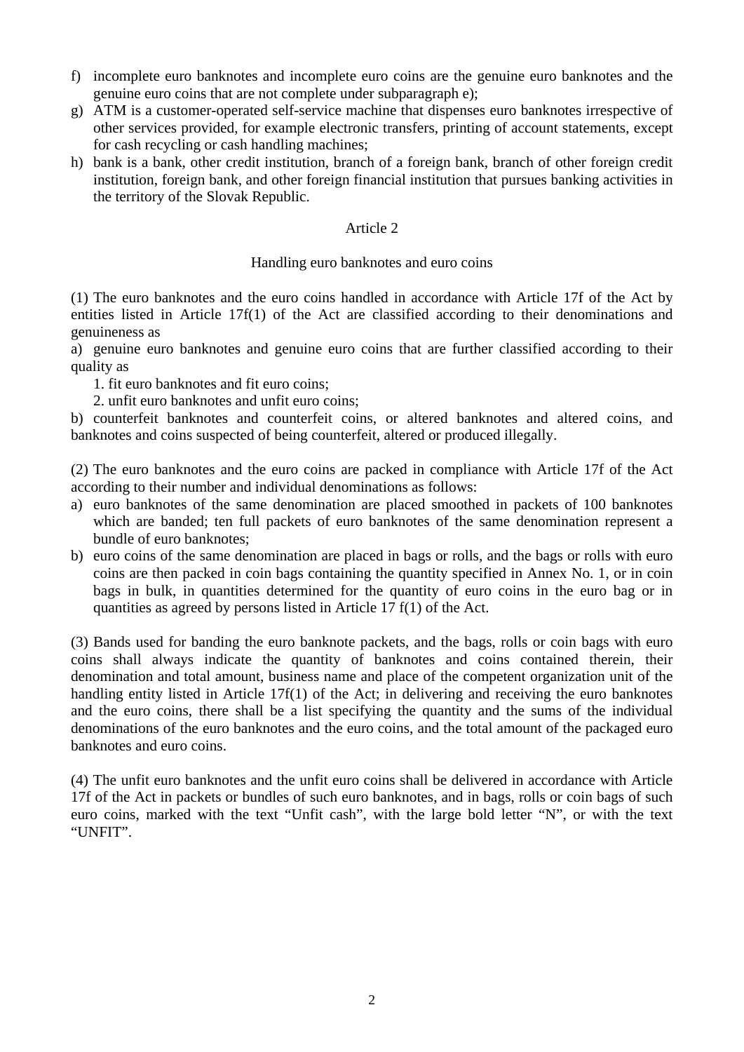f) incomplete euro banknotes and incomplete euro coins are the genuine euro banknotes and the genuine euro coins that are not complete under subparagraph e);

g) ATM is a customer-operated self-service machine that dispenses euro banknotes irrespective of other services provided, for example electronic transfers, printing of account statements, except for cash recycling or cash handling machines;

h) bank is a bank, other credit institution, branch of a foreign bank, branch of other foreign credit institution, foreign bank, and other foreign financial institution that pursues banking activities in the territory of the Slovak Republic.

## Article 2

### Handling euro banknotes and euro coins

(1) The euro banknotes and the euro coins handled in accordance with Article 17f of the Act by entities listed in Article 17f(1) of the Act are classified according to their denominations and genuineness as

a) genuine euro banknotes and genuine euro coins that are further classified according to their quality as

1. fit euro banknotes and fit euro coins;
2. unfit euro banknotes and unfit euro coins;

b) counterfeit banknotes and counterfeit coins, or altered banknotes and altered coins, and banknotes and coins suspected of being counterfeit, altered or produced illegally.

(2) The euro banknotes and the euro coins are packed in compliance with Article 17f of the Act according to their number and individual denominations as follows:

a) euro banknotes of the same denomination are placed smoothed in packets of 100 banknotes which are banded; ten full packets of euro banknotes of the same denomination represent a bundle of euro banknotes;

b) euro coins of the same denomination are placed in bags or rolls, and the bags or rolls with euro coins are then packed in coin bags containing the quantity specified in Annex No. 1, or in coin bags in bulk, in quantities determined for the quantity of euro coins in the euro bag or in quantities as agreed by persons listed in Article 17 f(1) of the Act.

(3) Bands used for banding the euro banknote packets, and the bags, rolls or coin bags with euro coins shall always indicate the quantity of banknotes and coins contained therein, their denomination and total amount, business name and place of the competent organization unit of the handling entity listed in Article 17f(1) of the Act; in delivering and receiving the euro banknotes and the euro coins, there shall be a list specifying the quantity and the sums of the individual denominations of the euro banknotes and the euro coins, and the total amount of the packaged euro banknotes and euro coins.

(4) The unfit euro banknotes and the unfit euro coins shall be delivered in accordance with Article 17f of the Act in packets or bundles of such euro banknotes, and in bags, rolls or coin bags of such euro coins, marked with the text "Unfit cash", with the large bold letter "N", or with the text "UNFIT".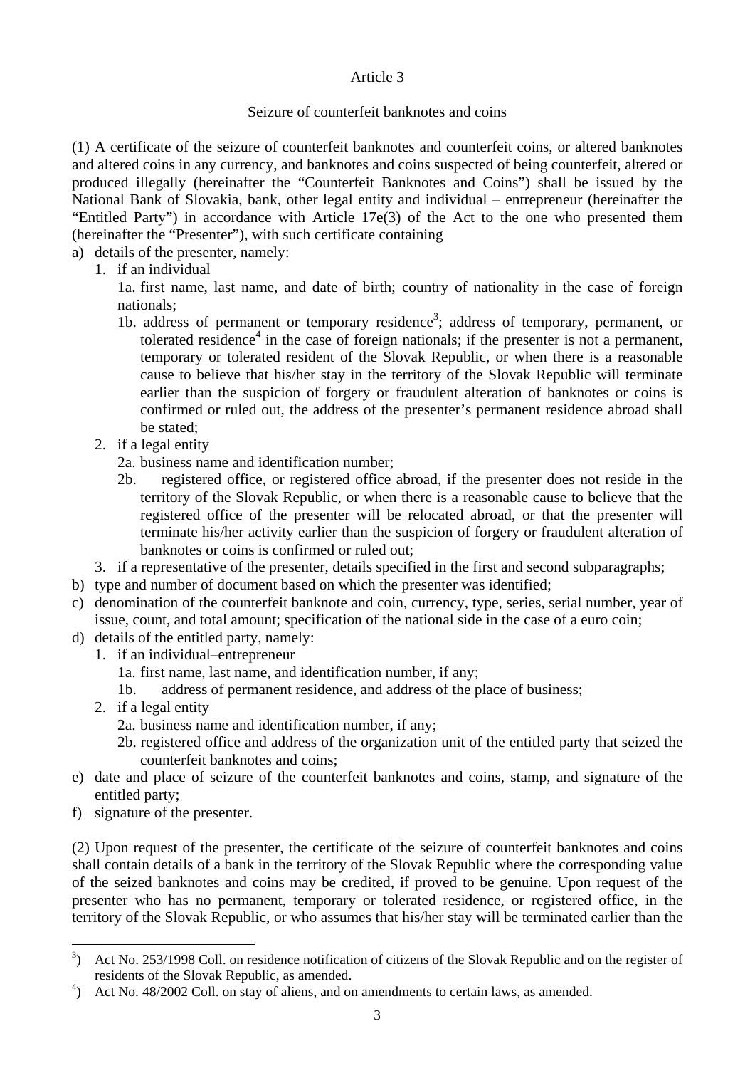Article 3

Seizure of counterfeit banknotes and coins

(1) A certificate of the seizure of counterfeit banknotes and counterfeit coins, or altered banknotes and altered coins in any currency, and banknotes and coins suspected of being counterfeit, altered or produced illegally (hereinafter the "Counterfeit Banknotes and Coins") shall be issued by the National Bank of Slovakia, bank, other legal entity and individual – entrepreneur (hereinafter the "Entitled Party") in accordance with Article 17e(3) of the Act to the one who presented them (hereinafter the "Presenter"), with such certificate containing

a) details of the presenter, namely:
   1. if an individual
      1a. first name, last name, and date of birth; country of nationality in the case of foreign nationals;
      1b. address of permanent or temporary residence[3]; address of temporary, permanent, or tolerated residence[4] in the case of foreign nationals; if the presenter is not a permanent, temporary or tolerated resident of the Slovak Republic, or when there is a reasonable cause to believe that his/her stay in the territory of the Slovak Republic will terminate earlier than the suspicion of forgery or fraudulent alteration of banknotes or coins is confirmed or ruled out, the address of the presenter's permanent residence abroad shall be stated;
   2. if a legal entity
      2a. business name and identification number;
      2b. registered office, or registered office abroad, if the presenter does not reside in the territory of the Slovak Republic, or when there is a reasonable cause to believe that the registered office of the presenter will be relocated abroad, or that the presenter will terminate his/her activity earlier than the suspicion of forgery or fraudulent alteration of banknotes or coins is confirmed or ruled out;
   3. if a representative of the presenter, details specified in the first and second subparagraphs;
b) type and number of document based on which the presenter was identified;
c) denomination of the counterfeit banknote and coin, currency, type, series, serial number, year of issue, count, and total amount; specification of the national side in the case of a euro coin;
d) details of the entitled party, namely:
   1. if an individual–entrepreneur
      1a. first name, last name, and identification number, if any;
      1b. address of permanent residence, and address of the place of business;
   2. if a legal entity
      2a. business name and identification number, if any;
      2b. registered office and address of the organization unit of the entitled party that seized the counterfeit banknotes and coins;
e) date and place of seizure of the counterfeit banknotes and coins, stamp, and signature of the entitled party;
f) signature of the presenter.

(2) Upon request of the presenter, the certificate of the seizure of counterfeit banknotes and coins shall contain details of a bank in the territory of the Slovak Republic where the corresponding value of the seized banknotes and coins may be credited, if proved to be genuine. Upon request of the presenter who has no permanent, temporary or tolerated residence, or registered office, in the territory of the Slovak Republic, or who assumes that his/her stay will be terminated earlier than the

---

[3]) Act No. 253/1998 Coll. on residence notification of citizens of the Slovak Republic and on the register of residents of the Slovak Republic, as amended.

[4]) Act No. 48/2002 Coll. on stay of aliens, and on amendments to certain laws, as amended.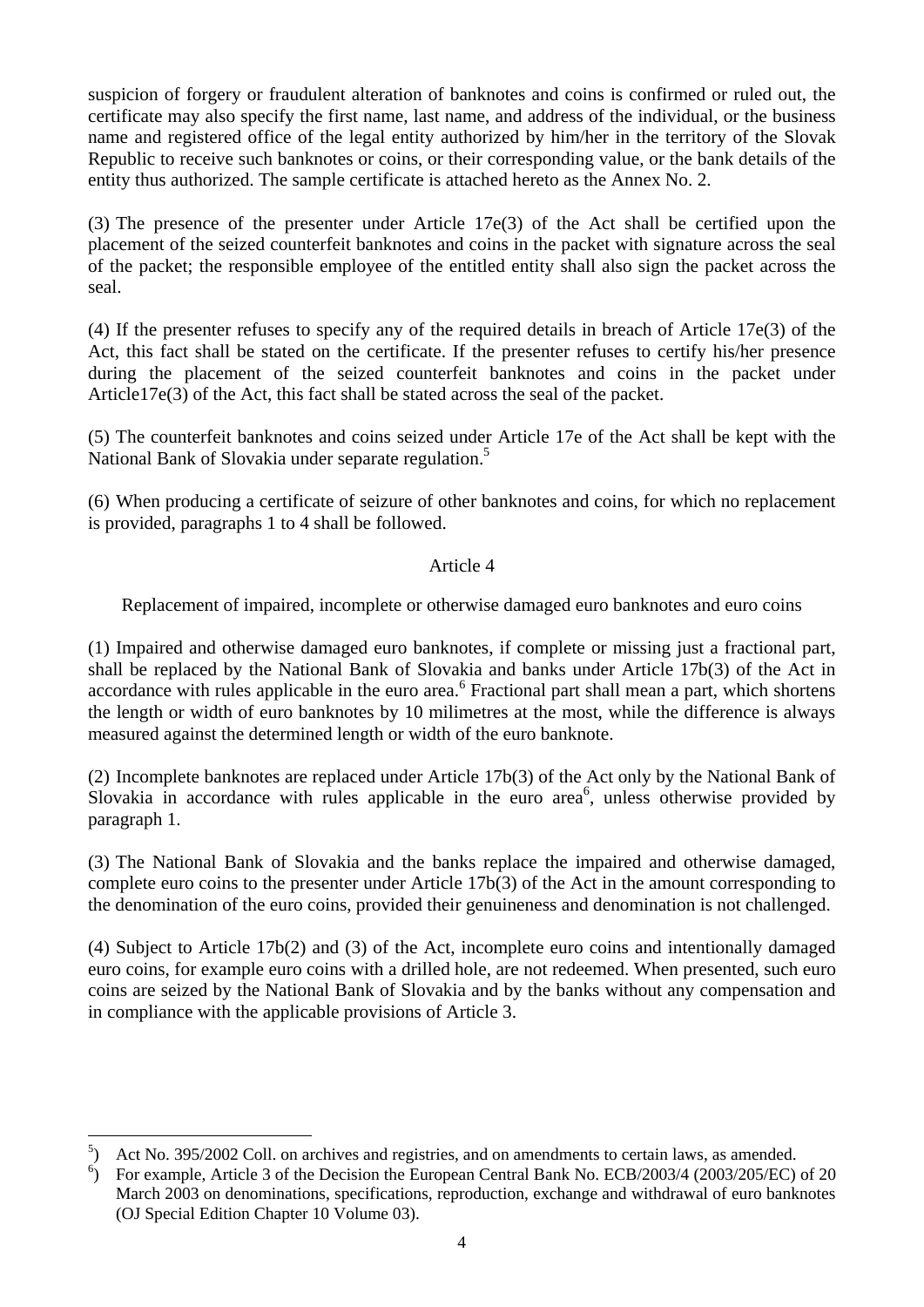suspicion of forgery or fraudulent alteration of banknotes and coins is confirmed or ruled out, the certificate may also specify the first name, last name, and address of the individual, or the business name and registered office of the legal entity authorized by him/her in the territory of the Slovak Republic to receive such banknotes or coins, or their corresponding value, or the bank details of the entity thus authorized. The sample certificate is attached hereto as the Annex No. 2.

(3) The presence of the presenter under Article 17e(3) of the Act shall be certified upon the placement of the seized counterfeit banknotes and coins in the packet with signature across the seal of the packet; the responsible employee of the entitled entity shall also sign the packet across the seal.

(4) If the presenter refuses to specify any of the required details in breach of Article 17e(3) of the Act, this fact shall be stated on the certificate. If the presenter refuses to certify his/her presence during the placement of the seized counterfeit banknotes and coins in the packet under Article17e(3) of the Act, this fact shall be stated across the seal of the packet.

(5) The counterfeit banknotes and coins seized under Article 17e of the Act shall be kept with the National Bank of Slovakia under separate regulation.[5]

(6) When producing a certificate of seizure of other banknotes and coins, for which no replacement is provided, paragraphs 1 to 4 shall be followed.

## Article 4

### Replacement of impaired, incomplete or otherwise damaged euro banknotes and euro coins

(1) Impaired and otherwise damaged euro banknotes, if complete or missing just a fractional part, shall be replaced by the National Bank of Slovakia and banks under Article 17b(3) of the Act in accordance with rules applicable in the euro area.[6] Fractional part shall mean a part, which shortens the length or width of euro banknotes by 10 milimetres at the most, while the difference is always measured against the determined length or width of the euro banknote.

(2) Incomplete banknotes are replaced under Article 17b(3) of the Act only by the National Bank of Slovakia in accordance with rules applicable in the euro area[6], unless otherwise provided by paragraph 1.

(3) The National Bank of Slovakia and the banks replace the impaired and otherwise damaged, complete euro coins to the presenter under Article 17b(3) of the Act in the amount corresponding to the denomination of the euro coins, provided their genuineness and denomination is not challenged.

(4) Subject to Article 17b(2) and (3) of the Act, incomplete euro coins and intentionally damaged euro coins, for example euro coins with a drilled hole, are not redeemed. When presented, such euro coins are seized by the National Bank of Slovakia and by the banks without any compensation and in compliance with the applicable provisions of Article 3.

---

[5]) Act No. 395/2002 Coll. on archives and registries, and on amendments to certain laws, as amended.

[6]) For example, Article 3 of the Decision the European Central Bank No. ECB/2003/4 (2003/205/EC) of 20 March 2003 on denominations, specifications, reproduction, exchange and withdrawal of euro banknotes (OJ Special Edition Chapter 10 Volume 03).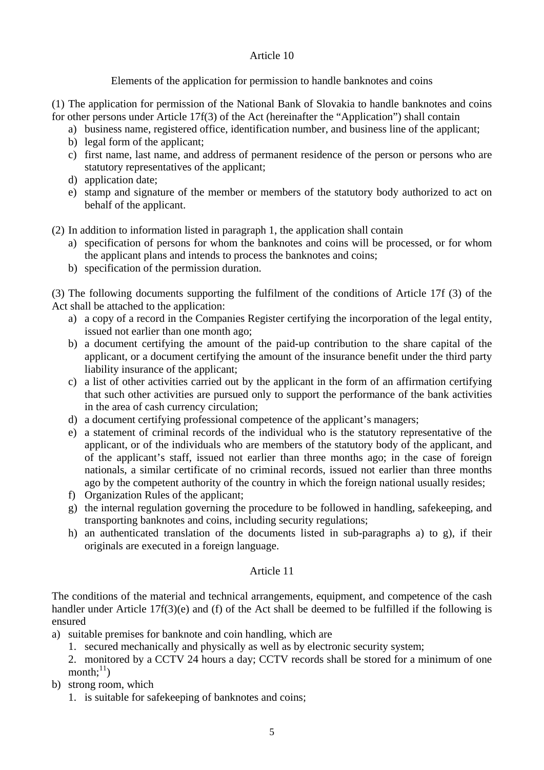## Article 10

### Elements of the application for permission to handle banknotes and coins

(1) The application for permission of the National Bank of Slovakia to handle banknotes and coins for other persons under Article 17f(3) of the Act (hereinafter the "Application") shall contain

a) business name, registered office, identification number, and business line of the applicant;
b) legal form of the applicant;
c) first name, last name, and address of permanent residence of the person or persons who are statutory representatives of the applicant;
d) application date;
e) stamp and signature of the member or members of the statutory body authorized to act on behalf of the applicant.

(2) In addition to information listed in paragraph 1, the application shall contain

a) specification of persons for whom the banknotes and coins will be processed, or for whom the applicant plans and intends to process the banknotes and coins;
b) specification of the permission duration.

(3) The following documents supporting the fulfilment of the conditions of Article 17f (3) of the Act shall be attached to the application:

a) a copy of a record in the Companies Register certifying the incorporation of the legal entity, issued not earlier than one month ago;
b) a document certifying the amount of the paid-up contribution to the share capital of the applicant, or a document certifying the amount of the insurance benefit under the third party liability insurance of the applicant;
c) a list of other activities carried out by the applicant in the form of an affirmation certifying that such other activities are pursued only to support the performance of the bank activities in the area of cash currency circulation;
d) a document certifying professional competence of the applicant's managers;
e) a statement of criminal records of the individual who is the statutory representative of the applicant, or of the individuals who are members of the statutory body of the applicant, and of the applicant's staff, issued not earlier than three months ago; in the case of foreign nationals, a similar certificate of no criminal records, issued not earlier than three months ago by the competent authority of the country in which the foreign national usually resides;
f) Organization Rules of the applicant;
g) the internal regulation governing the procedure to be followed in handling, safekeeping, and transporting banknotes and coins, including security regulations;
h) an authenticated translation of the documents listed in sub-paragraphs a) to g), if their originals are executed in a foreign language.

## Article 11

The conditions of the material and technical arrangements, equipment, and competence of the cash handler under Article 17f(3)(e) and (f) of the Act shall be deemed to be fulfilled if the following is ensured

a) suitable premises for banknote and coin handling, which are
   1. secured mechanically and physically as well as by electronic security system;
   2. monitored by a CCTV 24 hours a day; CCTV records shall be stored for a minimum of one month;[11])
b) strong room, which
   1. is suitable for safekeeping of banknotes and coins;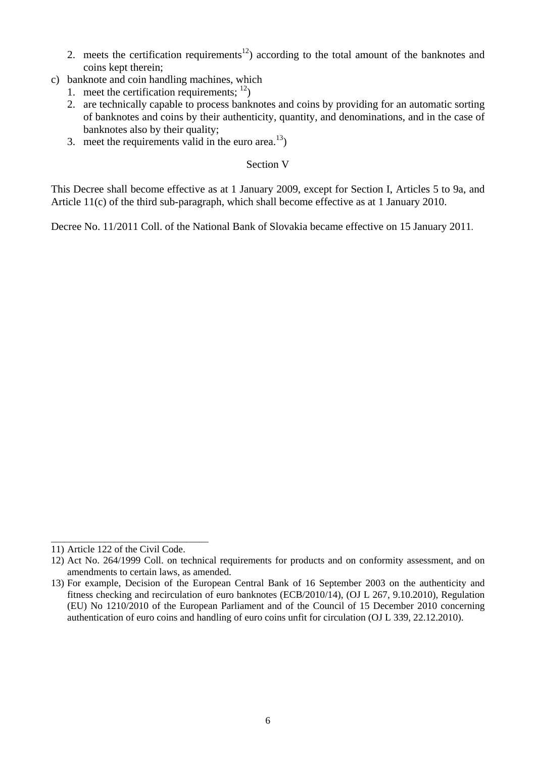2. meets the certification requirements[12]) according to the total amount of the banknotes and coins kept therein;

c) banknote and coin handling machines, which
   1. meet the certification requirements; [12])
   2. are technically capable to process banknotes and coins by providing for an automatic sorting of banknotes and coins by their authenticity, quantity, and denominations, and in the case of banknotes also by their quality;
   3. meet the requirements valid in the euro area.[13])

Section V

This Decree shall become effective as at 1 January 2009, except for Section I, Articles 5 to 9a, and Article 11(c) of the third sub-paragraph, which shall become effective as at 1 January 2010.

Decree No. 11/2011 Coll. of the National Bank of Slovakia became effective on 15 January 2011.

---

11) Article 122 of the Civil Code.

12) Act No. 264/1999 Coll. on technical requirements for products and on conformity assessment, and on amendments to certain laws, as amended.

13) For example, Decision of the European Central Bank of 16 September 2003 on the authenticity and fitness checking and recirculation of euro banknotes (ECB/2010/14), (OJ L 267, 9.10.2010), Regulation (EU) No 1210/2010 of the European Parliament and of the Council of 15 December 2010 concerning authentication of euro coins and handling of euro coins unfit for circulation (OJ L 339, 22.12.2010).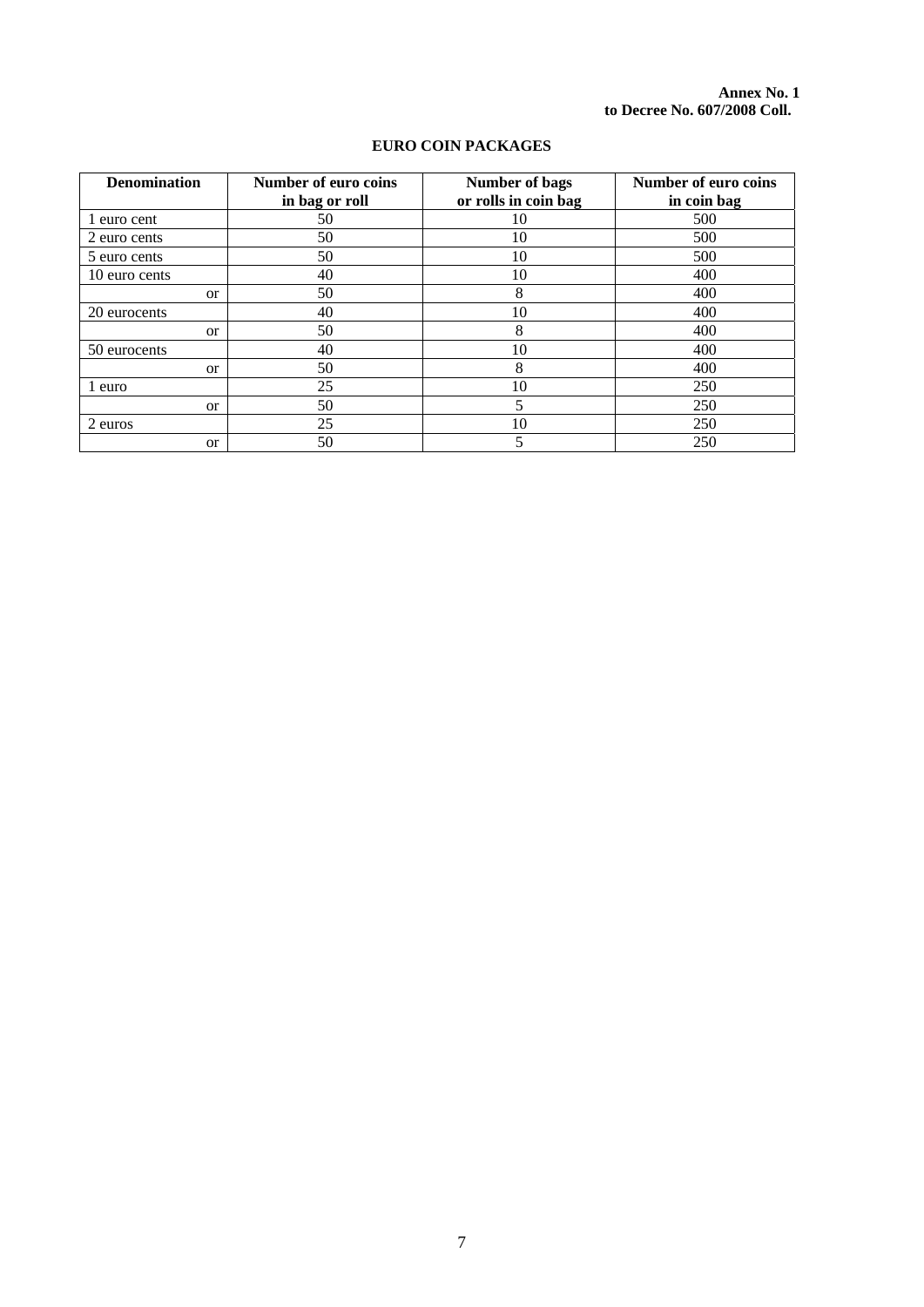**Annex No. 1**
**to Decree No. 607/2008 Coll.**

## EURO COIN PACKAGES

| Denomination | Number of euro coins in bag or roll | Number of bags or rolls in coin bag | Number of euro coins in coin bag |
|---|---|---|---|
| 1 euro cent | 50 | 10 | 500 |
| 2 euro cents | 50 | 10 | 500 |
| 5 euro cents | 50 | 10 | 500 |
| 10 euro cents | 40 | 10 | 400 |
| or | 50 | 8 | 400 |
| 20 eurocents | 40 | 10 | 400 |
| or | 50 | 8 | 400 |
| 50 eurocents | 40 | 10 | 400 |
| or | 50 | 8 | 400 |
| 1 euro | 25 | 10 | 250 |
| or | 50 | 5 | 250 |
| 2 euros | 25 | 10 | 250 |
| or | 50 | 5 | 250 |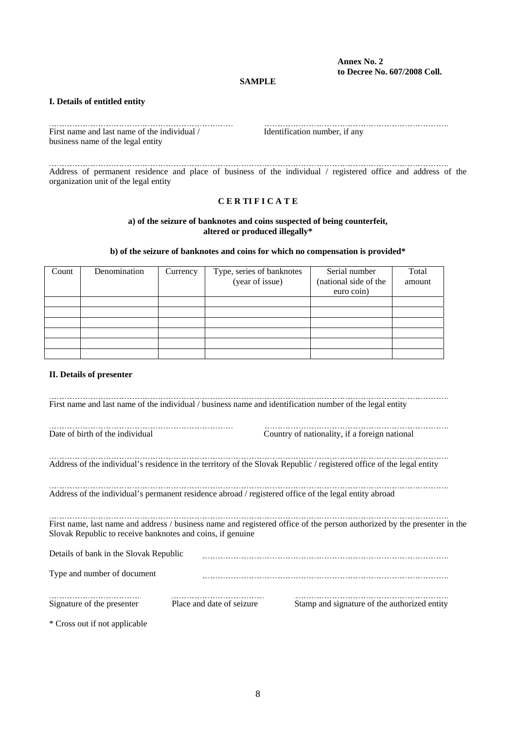**Annex No. 2**
**to Decree No. 607/2008 Coll.**

**SAMPLE**

**I. Details of entitled entity**

..........................................................................
First name and last name of the individual / business name of the legal entity

..........................................................................
Identification number, if any

..........................................................................
Address of permanent residence and place of business of the individual / registered office and address of the organization unit of the legal entity

## C E R TI F I C A T E

**a) of the seizure of banknotes and coins suspected of being counterfeit, altered or produced illegally***

**b) of the seizure of banknotes and coins for which no compensation is provided***

| Count | Denomination | Currency | Type, series of banknotes (year of issue) | Serial number (national side of the euro coin) | Total amount |
|---|---|---|---|---|---|
| | | | | | |
| | | | | | |
| | | | | | |
| | | | | | |
| | | | | | |
| | | | | | |

**II. Details of presenter**

..........................................................................
First name and last name of the individual / business name and identification number of the legal entity

..........................................................................
Date of birth of the individual

..........................................................................
Country of nationality, if a foreign national

..........................................................................
Address of the individual's residence in the territory of the Slovak Republic / registered office of the legal entity

..........................................................................
Address of the individual's permanent residence abroad / registered office of the legal entity abroad

..........................................................................
First name, last name and address / business name and registered office of the person authorized by the presenter in the Slovak Republic to receive banknotes and coins, if genuine

Details of bank in the Slovak Republic ..........................................................................

Type and number of document ..........................................................................

..........................................
Signature of the presenter

..........................................
Place and date of seizure

..........................................
Stamp and signature of the authorized entity

\* Cross out if not applicable